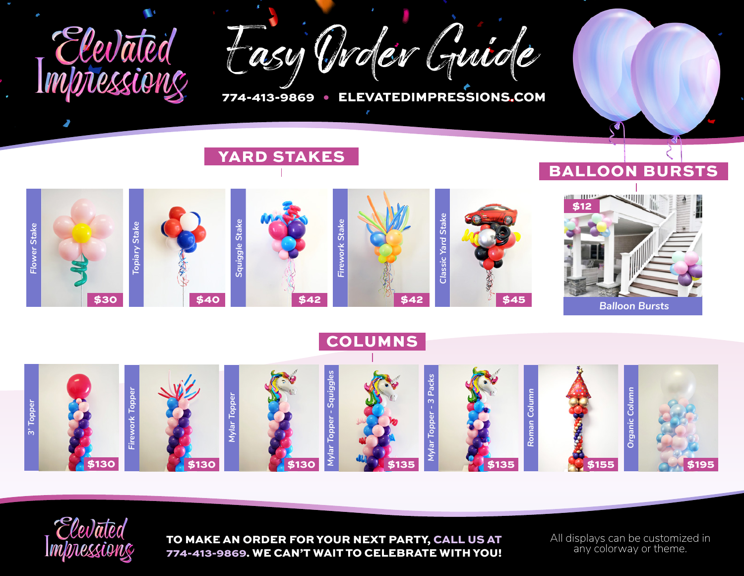# Elevated Impressions

# Easy Order Guide

**774-413-9869 • ELEVATEDIMPRESSIONS.COM**

## YARD STAKES

| Item | Price |
| --- | --- |
| Flower Stake | $30 |
| Topiary Stake | $40 |
| Squiggle Stake | $42 |
| Firework Stake | $42 |
| Classic Yard Stake | $45 |

## BALLOON BURSTS

| Item | Price |
| --- | --- |
| Balloon Bursts | $12 |

## COLUMNS

| Item | Price |
| --- | --- |
| 3' Topper | $130 |
| Firework Topper | $130 |
| Mylar Topper | $130 |
| Mylar Topper - Squiggles | $135 |
| Mylar Topper - 3 Packs | $135 |
| Roman Column | $155 |
| Organic Column | $195 |

Elevated Impressions

**TO MAKE AN ORDER FOR YOUR NEXT PARTY, CALL US AT 774-413-9869. WE CAN'T WAIT TO CELEBRATE WITH YOU!**

All displays can be customized in any colorway or theme.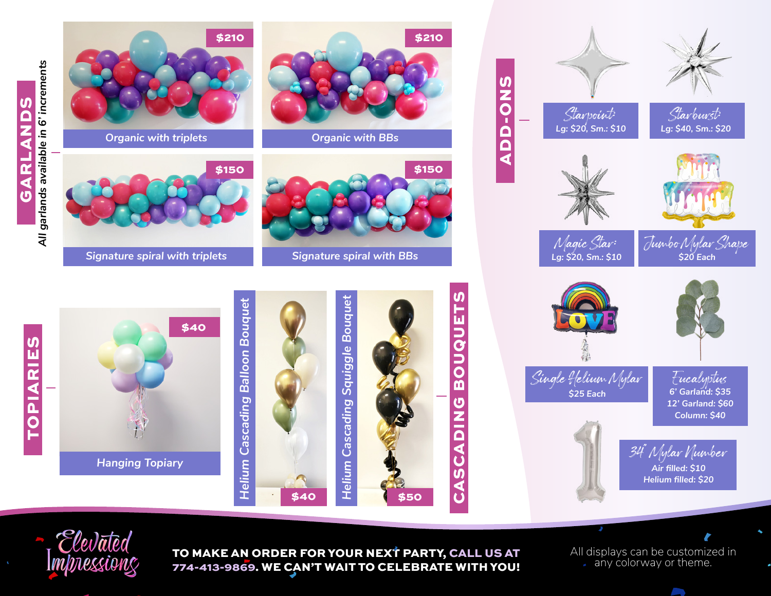## GARLANDS

All garlands available in 6' increments

- Organic with triplets — $210
- Organic with BBs — $210
- Signature spiral with triplets — $150
- Signature spiral with BBs — $150

## TOPIARIES

- Hanging Topiary — $40

## CASCADING BOUQUETS

- Helium Cascading Balloon Bouquet — $40
- Helium Cascading Squiggle Bouquet — $50

## ADD-ONS

- *Starpoint:* Lg: $20, Sm.: $10
- *Starburst:* Lg: $40, Sm.: $20
- *Magic Star:* Lg: $20, Sm.: $10
- *Jumbo Mylar Shape* $20 Each
- *Single Helium Mylar* $25 Each
- *Eucalyptus* 6' Garland: $35, 12' Garland: $60, Column: $40
- *34" Mylar Number* Air filled: $10, Helium filled: $20

*Elevated Impressions*

**TO MAKE AN ORDER FOR YOUR NEXT PARTY, CALL US AT 774-413-9869. WE CAN'T WAIT TO CELEBRATE WITH YOU!**

All displays can be customized in any colorway or theme.